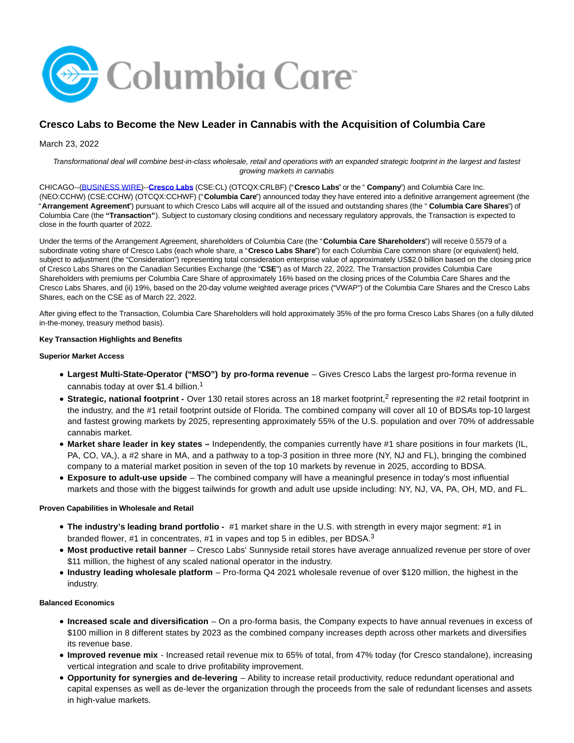# Cresco Labs to Become the New Leader in Cannabis with the Acquisition of Columbia Care

March 23, 2022

*Transformational deal will combine best-in-class wholesale, retail and operations with an expanded strategic footprint in the largest and fastest growing markets in cannabis*

CHICAGO--(BUSINESS WIRE)--**Cresco Labs** (CSE:CL) (OTCQX:CRLBF) ("**Cresco Labs**" or the "**Company**") and Columbia Care Inc. (NEO:CCHW) (CSE:CCHW) (OTCQX:CCHWF) ("**Columbia Care**") announced today they have entered into a definitive arrangement agreement (the "**Arrangement Agreement**") pursuant to which Cresco Labs will acquire all of the issued and outstanding shares (the "**Columbia Care Shares**") of Columbia Care (the **"Transaction"**). Subject to customary closing conditions and necessary regulatory approvals, the Transaction is expected to close in the fourth quarter of 2022.

Under the terms of the Arrangement Agreement, shareholders of Columbia Care (the "**Columbia Care Shareholders**") will receive 0.5579 of a subordinate voting share of Cresco Labs (each whole share, a "**Cresco Labs Share**") for each Columbia Care common share (or equivalent) held, subject to adjustment (the "Consideration") representing total consideration enterprise value of approximately US$2.0 billion based on the closing price of Cresco Labs Shares on the Canadian Securities Exchange (the "**CSE**") as of March 22, 2022. The Transaction provides Columbia Care Shareholders with premiums per Columbia Care Share of approximately 16% based on the closing prices of the Columbia Care Shares and the Cresco Labs Shares, and (ii) 19%, based on the 20-day volume weighted average prices ("VWAP") of the Columbia Care Shares and the Cresco Labs Shares, each on the CSE as of March 22, 2022.

After giving effect to the Transaction, Columbia Care Shareholders will hold approximately 35% of the pro forma Cresco Labs Shares (on a fully diluted in-the-money, treasury method basis).

**Key Transaction Highlights and Benefits**

**Superior Market Access**

- **Largest Multi-State-Operator ("MSO") by pro-forma revenue** – Gives Cresco Labs the largest pro-forma revenue in cannabis today at over $1.4 billion.[1]
- **Strategic, national footprint -** Over 130 retail stores across an 18 market footprint,[2] representing the #2 retail footprint in the industry, and the #1 retail footprint outside of Florida. The combined company will cover all 10 of BDSA's top-10 largest and fastest growing markets by 2025, representing approximately 55% of the U.S. population and over 70% of addressable cannabis market.
- **Market share leader in key states –** Independently, the companies currently have #1 share positions in four markets (IL, PA, CO, VA,), a #2 share in MA, and a pathway to a top-3 position in three more (NY, NJ and FL), bringing the combined company to a material market position in seven of the top 10 markets by revenue in 2025, according to BDSA.
- **Exposure to adult-use upside** – The combined company will have a meaningful presence in today's most influential markets and those with the biggest tailwinds for growth and adult use upside including: NY, NJ, VA, PA, OH, MD, and FL.

**Proven Capabilities in Wholesale and Retail**

- **The industry's leading brand portfolio -** #1 market share in the U.S. with strength in every major segment: #1 in branded flower, #1 in concentrates, #1 in vapes and top 5 in edibles, per BDSA.[3]
- **Most productive retail banner** – Cresco Labs' Sunnyside retail stores have average annualized revenue per store of over $11 million, the highest of any scaled national operator in the industry.
- **Industry leading wholesale platform** – Pro-forma Q4 2021 wholesale revenue of over $120 million, the highest in the industry.

**Balanced Economics**

- **Increased scale and diversification** – On a pro-forma basis, the Company expects to have annual revenues in excess of $100 million in 8 different states by 2023 as the combined company increases depth across other markets and diversifies its revenue base.
- **Improved revenue mix** - Increased retail revenue mix to 65% of total, from 47% today (for Cresco standalone), increasing vertical integration and scale to drive profitability improvement.
- **Opportunity for synergies and de-levering** – Ability to increase retail productivity, reduce redundant operational and capital expenses as well as de-lever the organization through the proceeds from the sale of redundant licenses and assets in high-value markets.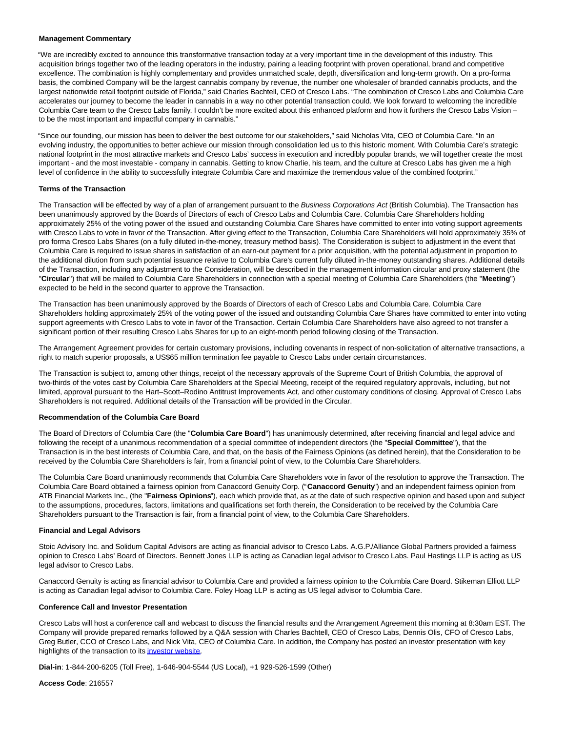**Management Commentary**

"We are incredibly excited to announce this transformative transaction today at a very important time in the development of this industry. This acquisition brings together two of the leading operators in the industry, pairing a leading footprint with proven operational, brand and competitive excellence. The combination is highly complementary and provides unmatched scale, depth, diversification and long-term growth. On a pro-forma basis, the combined Company will be the largest cannabis company by revenue, the number one wholesaler of branded cannabis products, and the largest nationwide retail footprint outside of Florida," said Charles Bachtell, CEO of Cresco Labs. "The combination of Cresco Labs and Columbia Care accelerates our journey to become the leader in cannabis in a way no other potential transaction could. We look forward to welcoming the incredible Columbia Care team to the Cresco Labs family. I couldn't be more excited about this enhanced platform and how it furthers the Cresco Labs Vision – to be the most important and impactful company in cannabis."

"Since our founding, our mission has been to deliver the best outcome for our stakeholders," said Nicholas Vita, CEO of Columbia Care. "In an evolving industry, the opportunities to better achieve our mission through consolidation led us to this historic moment. With Columbia Care's strategic national footprint in the most attractive markets and Cresco Labs' success in execution and incredibly popular brands, we will together create the most important - and the most investable - company in cannabis. Getting to know Charlie, his team, and the culture at Cresco Labs has given me a high level of confidence in the ability to successfully integrate Columbia Care and maximize the tremendous value of the combined footprint."

**Terms of the Transaction**

The Transaction will be effected by way of a plan of arrangement pursuant to the *Business Corporations Act* (British Columbia). The Transaction has been unanimously approved by the Boards of Directors of each of Cresco Labs and Columbia Care. Columbia Care Shareholders holding approximately 25% of the voting power of the issued and outstanding Columbia Care Shares have committed to enter into voting support agreements with Cresco Labs to vote in favor of the Transaction. After giving effect to the Transaction, Columbia Care Shareholders will hold approximately 35% of pro forma Cresco Labs Shares (on a fully diluted in-the-money, treasury method basis). The Consideration is subject to adjustment in the event that Columbia Care is required to issue shares in satisfaction of an earn-out payment for a prior acquisition, with the potential adjustment in proportion to the additional dilution from such potential issuance relative to Columbia Care's current fully diluted in-the-money outstanding shares. Additional details of the Transaction, including any adjustment to the Consideration, will be described in the management information circular and proxy statement (the "**Circular**") that will be mailed to Columbia Care Shareholders in connection with a special meeting of Columbia Care Shareholders (the "**Meeting**") expected to be held in the second quarter to approve the Transaction.

The Transaction has been unanimously approved by the Boards of Directors of each of Cresco Labs and Columbia Care. Columbia Care Shareholders holding approximately 25% of the voting power of the issued and outstanding Columbia Care Shares have committed to enter into voting support agreements with Cresco Labs to vote in favor of the Transaction. Certain Columbia Care Shareholders have also agreed to not transfer a significant portion of their resulting Cresco Labs Shares for up to an eight-month period following closing of the Transaction.

The Arrangement Agreement provides for certain customary provisions, including covenants in respect of non-solicitation of alternative transactions, a right to match superior proposals, a US$65 million termination fee payable to Cresco Labs under certain circumstances.

The Transaction is subject to, among other things, receipt of the necessary approvals of the Supreme Court of British Columbia, the approval of two-thirds of the votes cast by Columbia Care Shareholders at the Special Meeting, receipt of the required regulatory approvals, including, but not limited, approval pursuant to the Hart–Scott–Rodino Antitrust Improvements Act, and other customary conditions of closing. Approval of Cresco Labs Shareholders is not required. Additional details of the Transaction will be provided in the Circular.

**Recommendation of the Columbia Care Board**

The Board of Directors of Columbia Care (the "**Columbia Care Board**") has unanimously determined, after receiving financial and legal advice and following the receipt of a unanimous recommendation of a special committee of independent directors (the "**Special Committee**"), that the Transaction is in the best interests of Columbia Care, and that, on the basis of the Fairness Opinions (as defined herein), that the Consideration to be received by the Columbia Care Shareholders is fair, from a financial point of view, to the Columbia Care Shareholders.

The Columbia Care Board unanimously recommends that Columbia Care Shareholders vote in favor of the resolution to approve the Transaction. The Columbia Care Board obtained a fairness opinion from Canaccord Genuity Corp. ("**Canaccord Genuity**") and an independent fairness opinion from ATB Financial Markets Inc., (the "**Fairness Opinions**"), each which provide that, as at the date of such respective opinion and based upon and subject to the assumptions, procedures, factors, limitations and qualifications set forth therein, the Consideration to be received by the Columbia Care Shareholders pursuant to the Transaction is fair, from a financial point of view, to the Columbia Care Shareholders.

**Financial and Legal Advisors**

Stoic Advisory Inc. and Solidum Capital Advisors are acting as financial advisor to Cresco Labs. A.G.P./Alliance Global Partners provided a fairness opinion to Cresco Labs' Board of Directors. Bennett Jones LLP is acting as Canadian legal advisor to Cresco Labs. Paul Hastings LLP is acting as US legal advisor to Cresco Labs.

Canaccord Genuity is acting as financial advisor to Columbia Care and provided a fairness opinion to the Columbia Care Board. Stikeman Elliott LLP is acting as Canadian legal advisor to Columbia Care. Foley Hoag LLP is acting as US legal advisor to Columbia Care.

**Conference Call and Investor Presentation**

Cresco Labs will host a conference call and webcast to discuss the financial results and the Arrangement Agreement this morning at 8:30am EST. The Company will provide prepared remarks followed by a Q&A session with Charles Bachtell, CEO of Cresco Labs, Dennis Olis, CFO of Cresco Labs, Greg Butler, CCO of Cresco Labs, and Nick Vita, CEO of Columbia Care. In addition, the Company has posted an investor presentation with key highlights of the transaction to its investor website.

**Dial-in**: 1-844-200-6205 (Toll Free), 1-646-904-5544 (US Local), +1 929-526-1599 (Other)

**Access Code**: 216557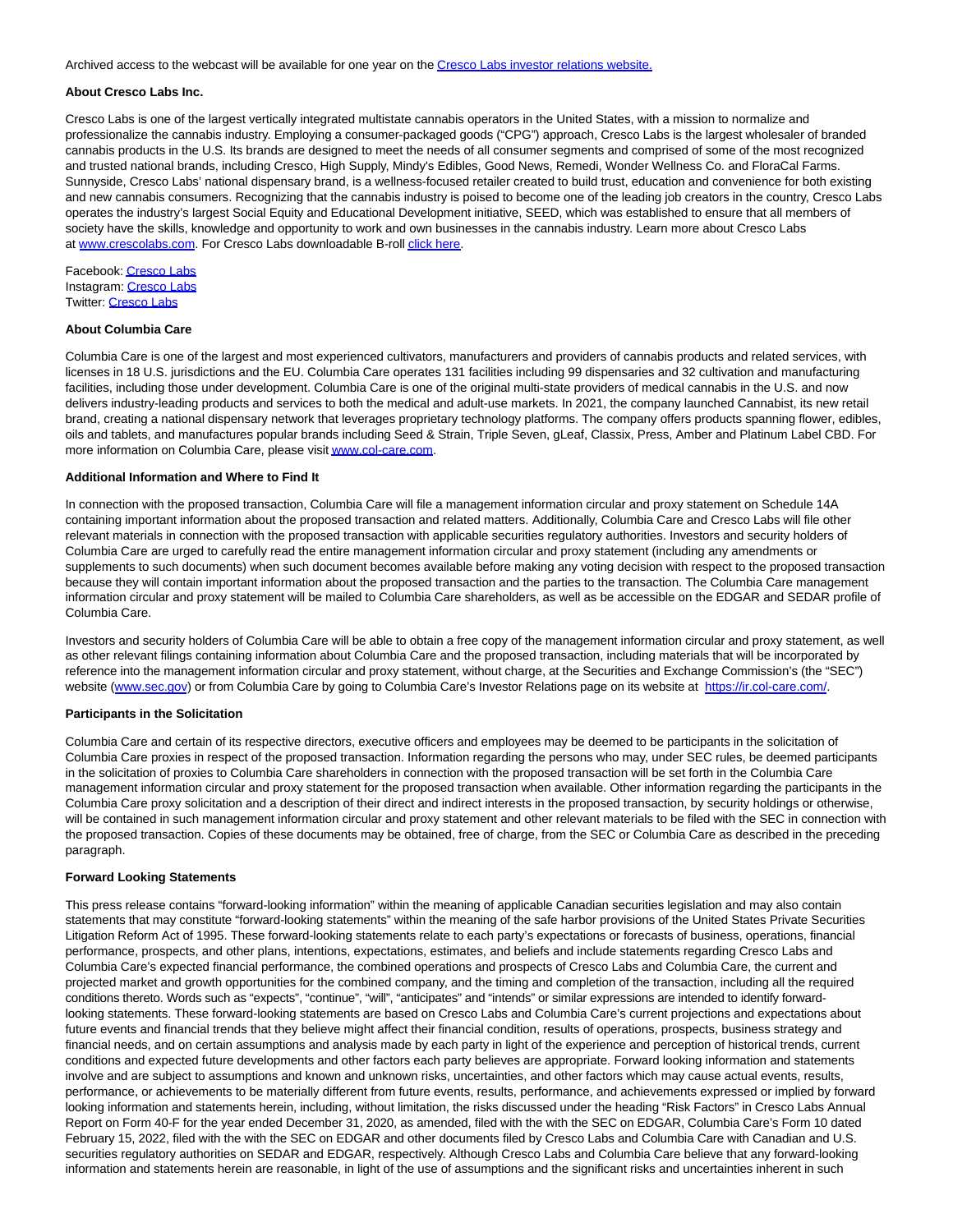Archived access to the webcast will be available for one year on the [Cresco Labs investor relations website.](#)

**About Cresco Labs Inc.**

Cresco Labs is one of the largest vertically integrated multistate cannabis operators in the United States, with a mission to normalize and professionalize the cannabis industry. Employing a consumer-packaged goods ("CPG") approach, Cresco Labs is the largest wholesaler of branded cannabis products in the U.S. Its brands are designed to meet the needs of all consumer segments and comprised of some of the most recognized and trusted national brands, including Cresco, High Supply, Mindy's Edibles, Good News, Remedi, Wonder Wellness Co. and FloraCal Farms. Sunnyside, Cresco Labs' national dispensary brand, is a wellness-focused retailer created to build trust, education and convenience for both existing and new cannabis consumers. Recognizing that the cannabis industry is poised to become one of the leading job creators in the country, Cresco Labs operates the industry's largest Social Equity and Educational Development initiative, SEED, which was established to ensure that all members of society have the skills, knowledge and opportunity to work and own businesses in the cannabis industry. Learn more about Cresco Labs at [www.crescolabs.com](http://www.crescolabs.com). For Cresco Labs downloadable B-roll [click here](#).

Facebook: [Cresco Labs](#)
Instagram: [Cresco Labs](#)
Twitter: [Cresco Labs](#)

**About Columbia Care**

Columbia Care is one of the largest and most experienced cultivators, manufacturers and providers of cannabis products and related services, with licenses in 18 U.S. jurisdictions and the EU. Columbia Care operates 131 facilities including 99 dispensaries and 32 cultivation and manufacturing facilities, including those under development. Columbia Care is one of the original multi-state providers of medical cannabis in the U.S. and now delivers industry-leading products and services to both the medical and adult-use markets. In 2021, the company launched Cannabist, its new retail brand, creating a national dispensary network that leverages proprietary technology platforms. The company offers products spanning flower, edibles, oils and tablets, and manufactures popular brands including Seed & Strain, Triple Seven, gLeaf, Classix, Press, Amber and Platinum Label CBD. For more information on Columbia Care, please visit [www.col-care.com](http://www.col-care.com).

**Additional Information and Where to Find It**

In connection with the proposed transaction, Columbia Care will file a management information circular and proxy statement on Schedule 14A containing important information about the proposed transaction and related matters. Additionally, Columbia Care and Cresco Labs will file other relevant materials in connection with the proposed transaction with applicable securities regulatory authorities. Investors and security holders of Columbia Care are urged to carefully read the entire management information circular and proxy statement (including any amendments or supplements to such documents) when such document becomes available before making any voting decision with respect to the proposed transaction because they will contain important information about the proposed transaction and the parties to the transaction. The Columbia Care management information circular and proxy statement will be mailed to Columbia Care shareholders, as well as be accessible on the EDGAR and SEDAR profile of Columbia Care.

Investors and security holders of Columbia Care will be able to obtain a free copy of the management information circular and proxy statement, as well as other relevant filings containing information about Columbia Care and the proposed transaction, including materials that will be incorporated by reference into the management information circular and proxy statement, without charge, at the Securities and Exchange Commission's (the "SEC") website ([www.sec.gov](http://www.sec.gov)) or from Columbia Care by going to Columbia Care's Investor Relations page on its website at [https://ir.col-care.com/](https://ir.col-care.com/).

**Participants in the Solicitation**

Columbia Care and certain of its respective directors, executive officers and employees may be deemed to be participants in the solicitation of Columbia Care proxies in respect of the proposed transaction. Information regarding the persons who may, under SEC rules, be deemed participants in the solicitation of proxies to Columbia Care shareholders in connection with the proposed transaction will be set forth in the Columbia Care management information circular and proxy statement for the proposed transaction when available. Other information regarding the participants in the Columbia Care proxy solicitation and a description of their direct and indirect interests in the proposed transaction, by security holdings or otherwise, will be contained in such management information circular and proxy statement and other relevant materials to be filed with the SEC in connection with the proposed transaction. Copies of these documents may be obtained, free of charge, from the SEC or Columbia Care as described in the preceding paragraph.

**Forward Looking Statements**

This press release contains "forward-looking information" within the meaning of applicable Canadian securities legislation and may also contain statements that may constitute "forward-looking statements" within the meaning of the safe harbor provisions of the United States Private Securities Litigation Reform Act of 1995. These forward-looking statements relate to each party's expectations or forecasts of business, operations, financial performance, prospects, and other plans, intentions, expectations, estimates, and beliefs and include statements regarding Cresco Labs and Columbia Care's expected financial performance, the combined operations and prospects of Cresco Labs and Columbia Care, the current and projected market and growth opportunities for the combined company, and the timing and completion of the transaction, including all the required conditions thereto. Words such as "expects", "continue", "will", "anticipates" and "intends" or similar expressions are intended to identify forward-looking statements. These forward-looking statements are based on Cresco Labs and Columbia Care's current projections and expectations about future events and financial trends that they believe might affect their financial condition, results of operations, prospects, business strategy and financial needs, and on certain assumptions and analysis made by each party in light of the experience and perception of historical trends, current conditions and expected future developments and other factors each party believes are appropriate. Forward looking information and statements involve and are subject to assumptions and known and unknown risks, uncertainties, and other factors which may cause actual events, results, performance, or achievements to be materially different from future events, results, performance, and achievements expressed or implied by forward looking information and statements herein, including, without limitation, the risks discussed under the heading "Risk Factors" in Cresco Labs Annual Report on Form 40-F for the year ended December 31, 2020, as amended, filed with the with the SEC on EDGAR, Columbia Care's Form 10 dated February 15, 2022, filed with the with the SEC on EDGAR and other documents filed by Cresco Labs and Columbia Care with Canadian and U.S. securities regulatory authorities on SEDAR and EDGAR, respectively. Although Cresco Labs and Columbia Care believe that any forward-looking information and statements herein are reasonable, in light of the use of assumptions and the significant risks and uncertainties inherent in such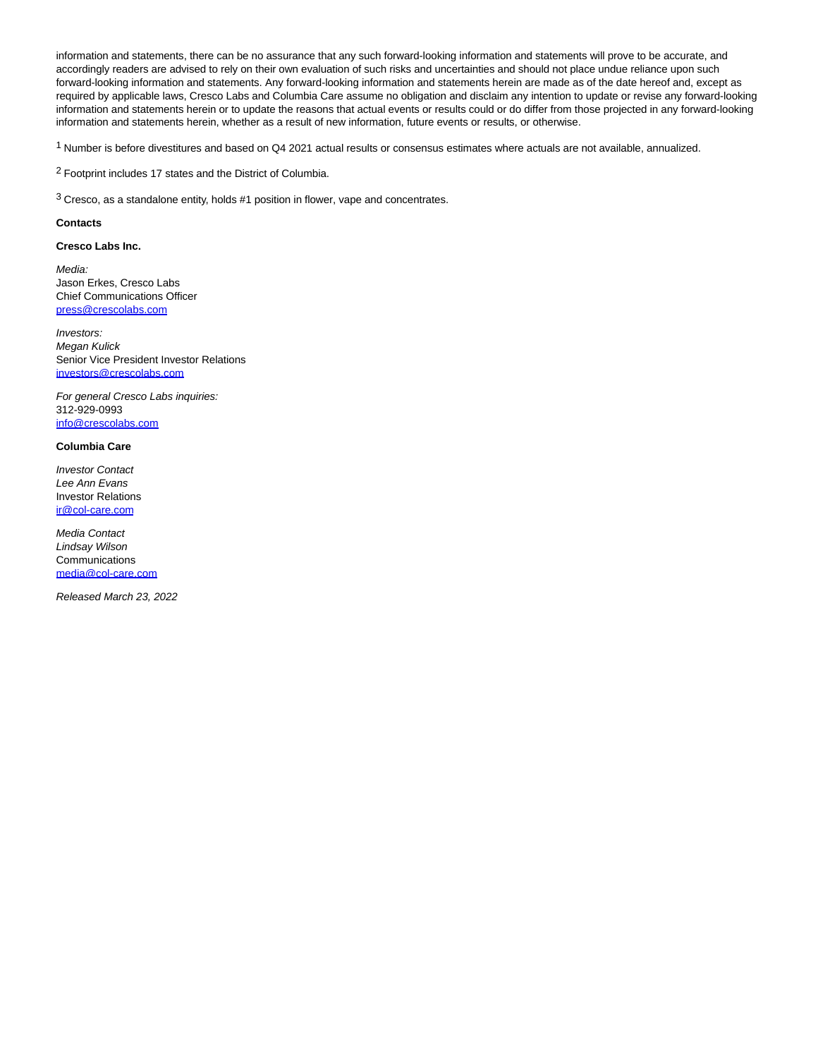information and statements, there can be no assurance that any such forward-looking information and statements will prove to be accurate, and accordingly readers are advised to rely on their own evaluation of such risks and uncertainties and should not place undue reliance upon such forward-looking information and statements. Any forward-looking information and statements herein are made as of the date hereof and, except as required by applicable laws, Cresco Labs and Columbia Care assume no obligation and disclaim any intention to update or revise any forward-looking information and statements herein or to update the reasons that actual events or results could or do differ from those projected in any forward-looking information and statements herein, whether as a result of new information, future events or results, or otherwise.

[1] Number is before divestitures and based on Q4 2021 actual results or consensus estimates where actuals are not available, annualized.

[2] Footprint includes 17 states and the District of Columbia.

[3] Cresco, as a standalone entity, holds #1 position in flower, vape and concentrates.

**Contacts**

**Cresco Labs Inc.**

*Media:*
Jason Erkes, Cresco Labs
Chief Communications Officer
press@crescolabs.com

*Investors:*
*Megan Kulick*
Senior Vice President Investor Relations
investors@crescolabs.com

*For general Cresco Labs inquiries:*
312-929-0993
info@crescolabs.com

**Columbia Care**

*Investor Contact*
*Lee Ann Evans*
Investor Relations
ir@col-care.com

*Media Contact*
*Lindsay Wilson*
Communications
media@col-care.com

*Released March 23, 2022*